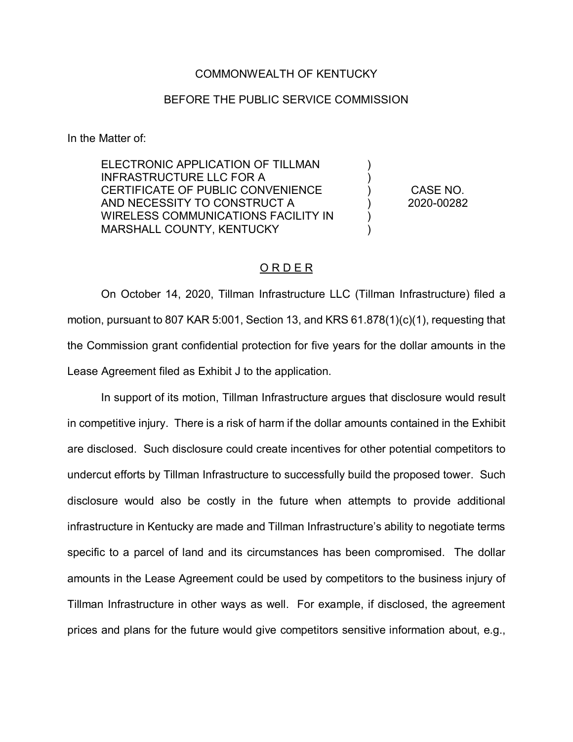COMMONWEALTH OF KENTUCKY

BEFORE THE PUBLIC SERVICE COMMISSION

In the Matter of:

| | | |
|---|---|---|
| ELECTRONIC APPLICATION OF TILLMAN INFRASTRUCTURE LLC FOR A CERTIFICATE OF PUBLIC CONVENIENCE AND NECESSITY TO CONSTRUCT A WIRELESS COMMUNICATIONS FACILITY IN MARSHALL COUNTY, KENTUCKY | ) | CASE NO. 2020-00282 |

## ORDER

On October 14, 2020, Tillman Infrastructure LLC (Tillman Infrastructure) filed a motion, pursuant to 807 KAR 5:001, Section 13, and KRS 61.878(1)(c)(1), requesting that the Commission grant confidential protection for five years for the dollar amounts in the Lease Agreement filed as Exhibit J to the application.

In support of its motion, Tillman Infrastructure argues that disclosure would result in competitive injury. There is a risk of harm if the dollar amounts contained in the Exhibit are disclosed. Such disclosure could create incentives for other potential competitors to undercut efforts by Tillman Infrastructure to successfully build the proposed tower. Such disclosure would also be costly in the future when attempts to provide additional infrastructure in Kentucky are made and Tillman Infrastructure's ability to negotiate terms specific to a parcel of land and its circumstances has been compromised. The dollar amounts in the Lease Agreement could be used by competitors to the business injury of Tillman Infrastructure in other ways as well. For example, if disclosed, the agreement prices and plans for the future would give competitors sensitive information about, e.g.,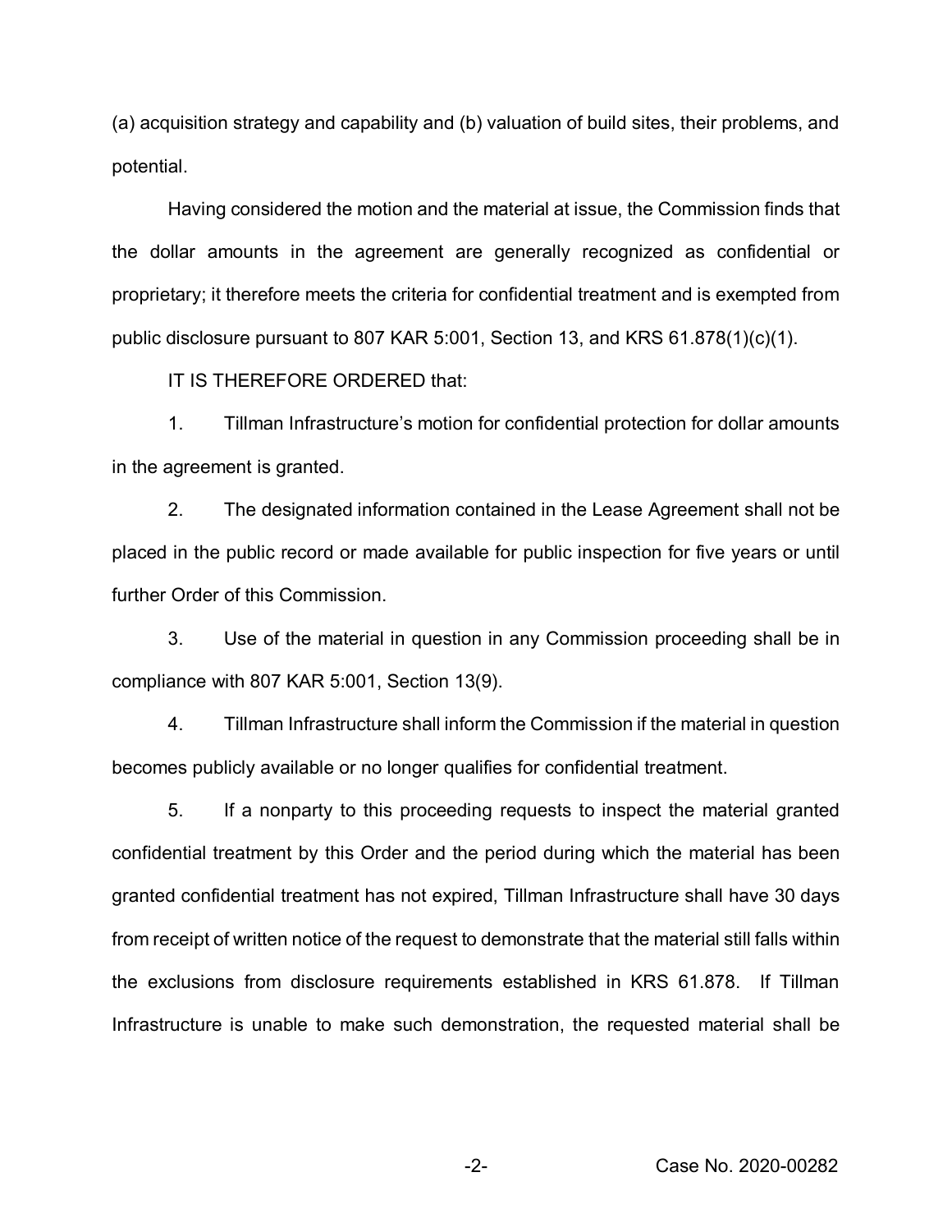(a) acquisition strategy and capability and (b) valuation of build sites, their problems, and potential.

Having considered the motion and the material at issue, the Commission finds that the dollar amounts in the agreement are generally recognized as confidential or proprietary; it therefore meets the criteria for confidential treatment and is exempted from public disclosure pursuant to 807 KAR 5:001, Section 13, and KRS 61.878(1)(c)(1).

IT IS THEREFORE ORDERED that:

1. Tillman Infrastructure's motion for confidential protection for dollar amounts in the agreement is granted.

2. The designated information contained in the Lease Agreement shall not be placed in the public record or made available for public inspection for five years or until further Order of this Commission.

3. Use of the material in question in any Commission proceeding shall be in compliance with 807 KAR 5:001, Section 13(9).

4. Tillman Infrastructure shall inform the Commission if the material in question becomes publicly available or no longer qualifies for confidential treatment.

5. If a nonparty to this proceeding requests to inspect the material granted confidential treatment by this Order and the period during which the material has been granted confidential treatment has not expired, Tillman Infrastructure shall have 30 days from receipt of written notice of the request to demonstrate that the material still falls within the exclusions from disclosure requirements established in KRS 61.878. If Tillman Infrastructure is unable to make such demonstration, the requested material shall be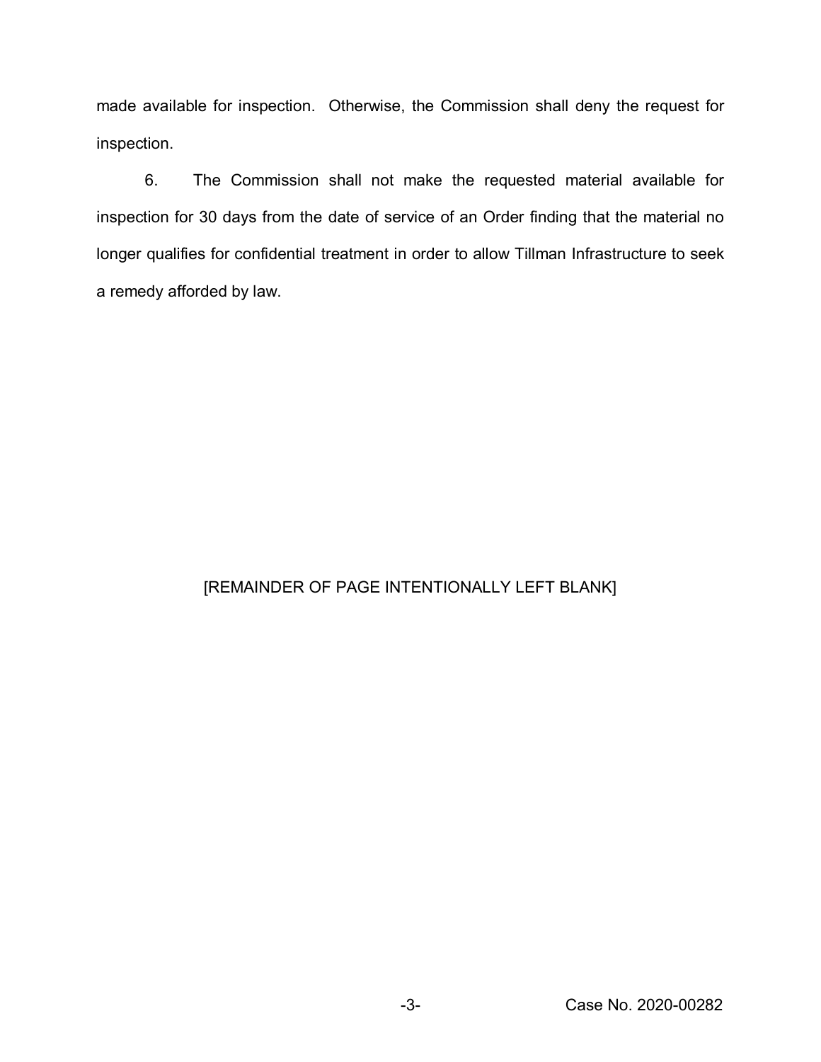made available for inspection. Otherwise, the Commission shall deny the request for inspection.

6. The Commission shall not make the requested material available for inspection for 30 days from the date of service of an Order finding that the material no longer qualifies for confidential treatment in order to allow Tillman Infrastructure to seek a remedy afforded by law.

[REMAINDER OF PAGE INTENTIONALLY LEFT BLANK]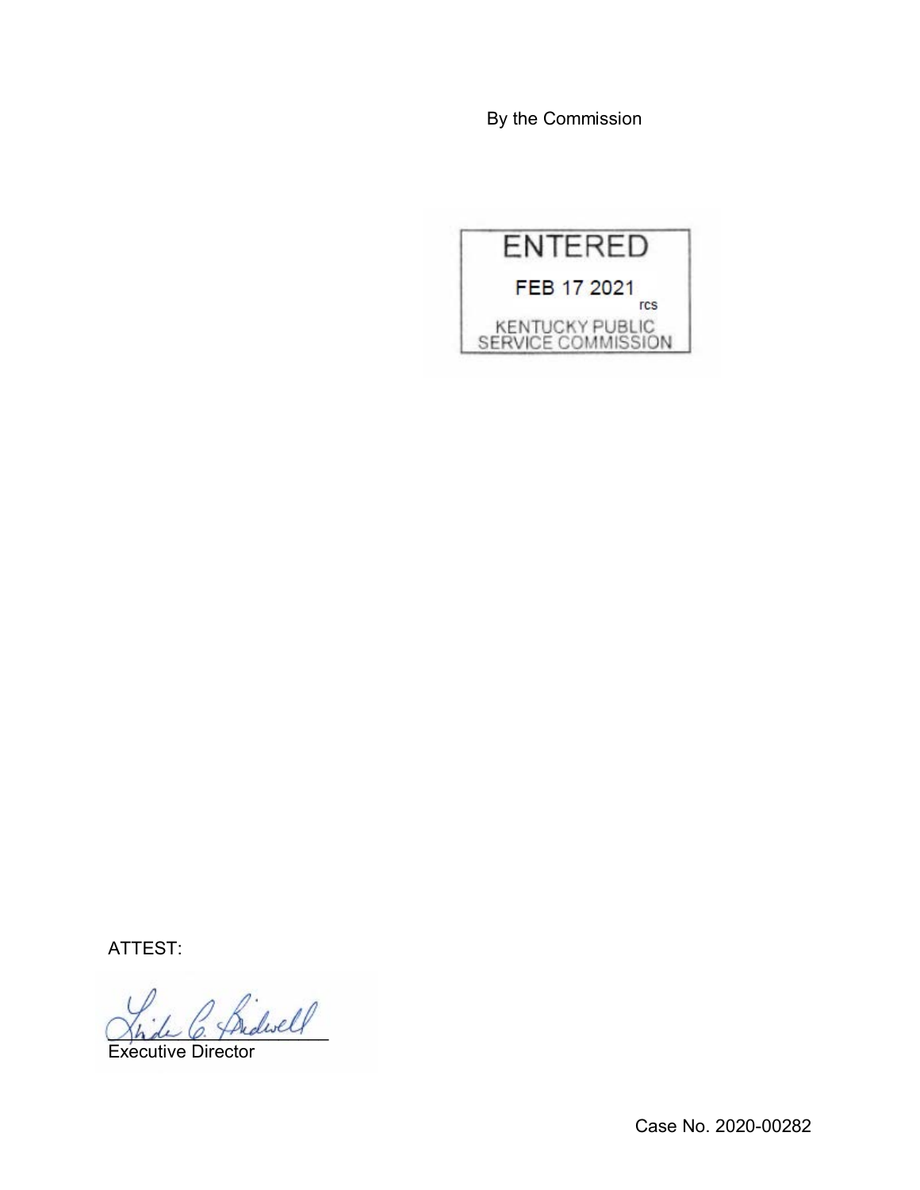By the Commission

ENTERED

FEB 17 2021

rcs

KENTUCKY PUBLIC SERVICE COMMISSION

ATTEST:

Executive Director

Case No. 2020-00282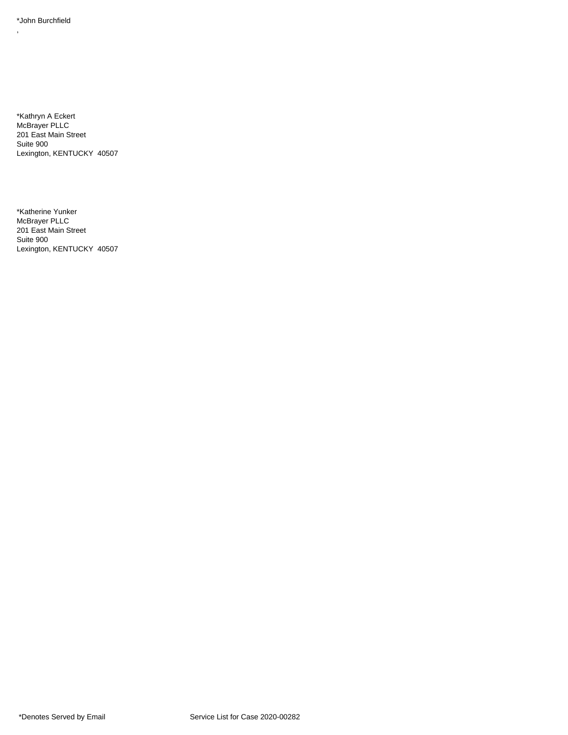*John Burchfield
,

*Kathryn A Eckert
McBrayer PLLC
201 East Main Street
Suite 900
Lexington, KENTUCKY 40507

*Katherine Yunker
McBrayer PLLC
201 East Main Street
Suite 900
Lexington, KENTUCKY 40507

*Denotes Served by Email Service List for Case 2020-00282